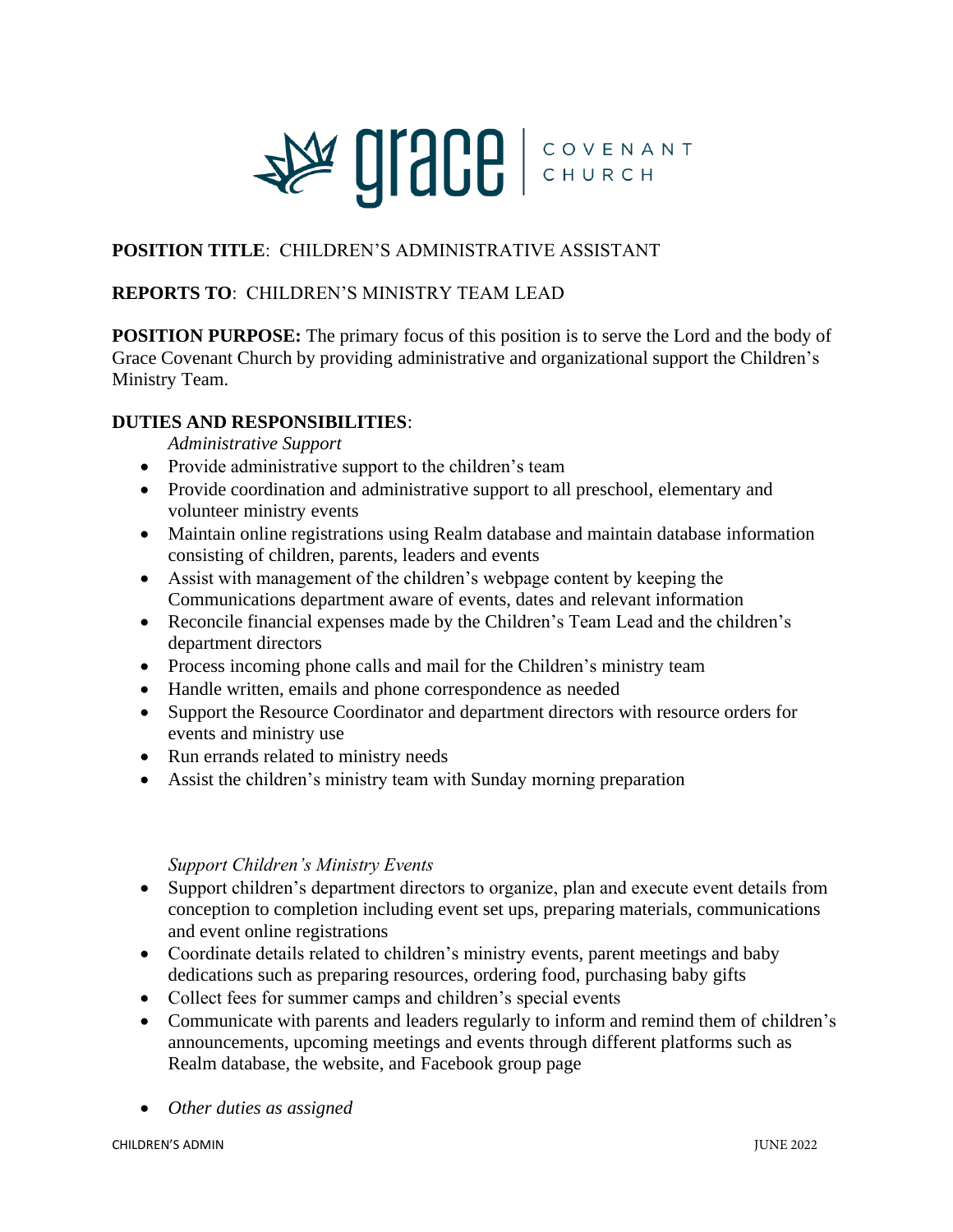grace | COVENANT CHURCH

**POSITION TITLE**: CHILDREN'S ADMINISTRATIVE ASSISTANT

**REPORTS TO**: CHILDREN'S MINISTRY TEAM LEAD

**POSITION PURPOSE:** The primary focus of this position is to serve the Lord and the body of Grace Covenant Church by providing administrative and organizational support the Children's Ministry Team.

**DUTIES AND RESPONSIBILITIES**:

*Administrative Support*

- Provide administrative support to the children's team
- Provide coordination and administrative support to all preschool, elementary and volunteer ministry events
- Maintain online registrations using Realm database and maintain database information consisting of children, parents, leaders and events
- Assist with management of the children's webpage content by keeping the Communications department aware of events, dates and relevant information
- Reconcile financial expenses made by the Children's Team Lead and the children's department directors
- Process incoming phone calls and mail for the Children's ministry team
- Handle written, emails and phone correspondence as needed
- Support the Resource Coordinator and department directors with resource orders for events and ministry use
- Run errands related to ministry needs
- Assist the children's ministry team with Sunday morning preparation

*Support Children's Ministry Events*

- Support children's department directors to organize, plan and execute event details from conception to completion including event set ups, preparing materials, communications and event online registrations
- Coordinate details related to children's ministry events, parent meetings and baby dedications such as preparing resources, ordering food, purchasing baby gifts
- Collect fees for summer camps and children's special events
- Communicate with parents and leaders regularly to inform and remind them of children's announcements, upcoming meetings and events through different platforms such as Realm database, the website, and Facebook group page

- *Other duties as assigned*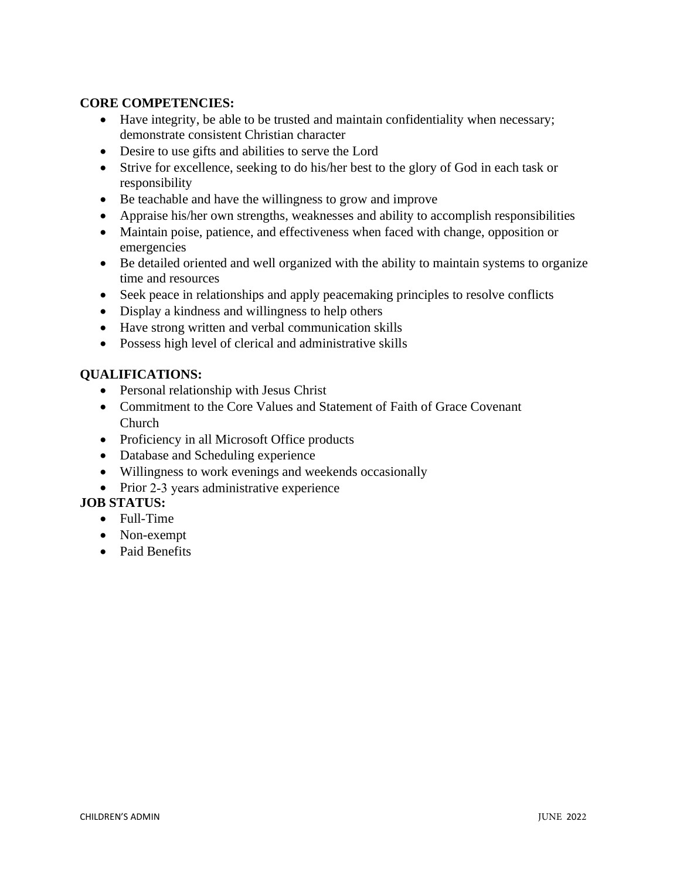**CORE COMPETENCIES:**

- Have integrity, be able to be trusted and maintain confidentiality when necessary; demonstrate consistent Christian character
- Desire to use gifts and abilities to serve the Lord
- Strive for excellence, seeking to do his/her best to the glory of God in each task or responsibility
- Be teachable and have the willingness to grow and improve
- Appraise his/her own strengths, weaknesses and ability to accomplish responsibilities
- Maintain poise, patience, and effectiveness when faced with change, opposition or emergencies
- Be detailed oriented and well organized with the ability to maintain systems to organize time and resources
- Seek peace in relationships and apply peacemaking principles to resolve conflicts
- Display a kindness and willingness to help others
- Have strong written and verbal communication skills
- Possess high level of clerical and administrative skills

**QUALIFICATIONS:**

- Personal relationship with Jesus Christ
- Commitment to the Core Values and Statement of Faith of Grace Covenant Church
- Proficiency in all Microsoft Office products
- Database and Scheduling experience
- Willingness to work evenings and weekends occasionally
- Prior 2-3 years administrative experience

**JOB STATUS:**

- Full-Time
- Non-exempt
- Paid Benefits